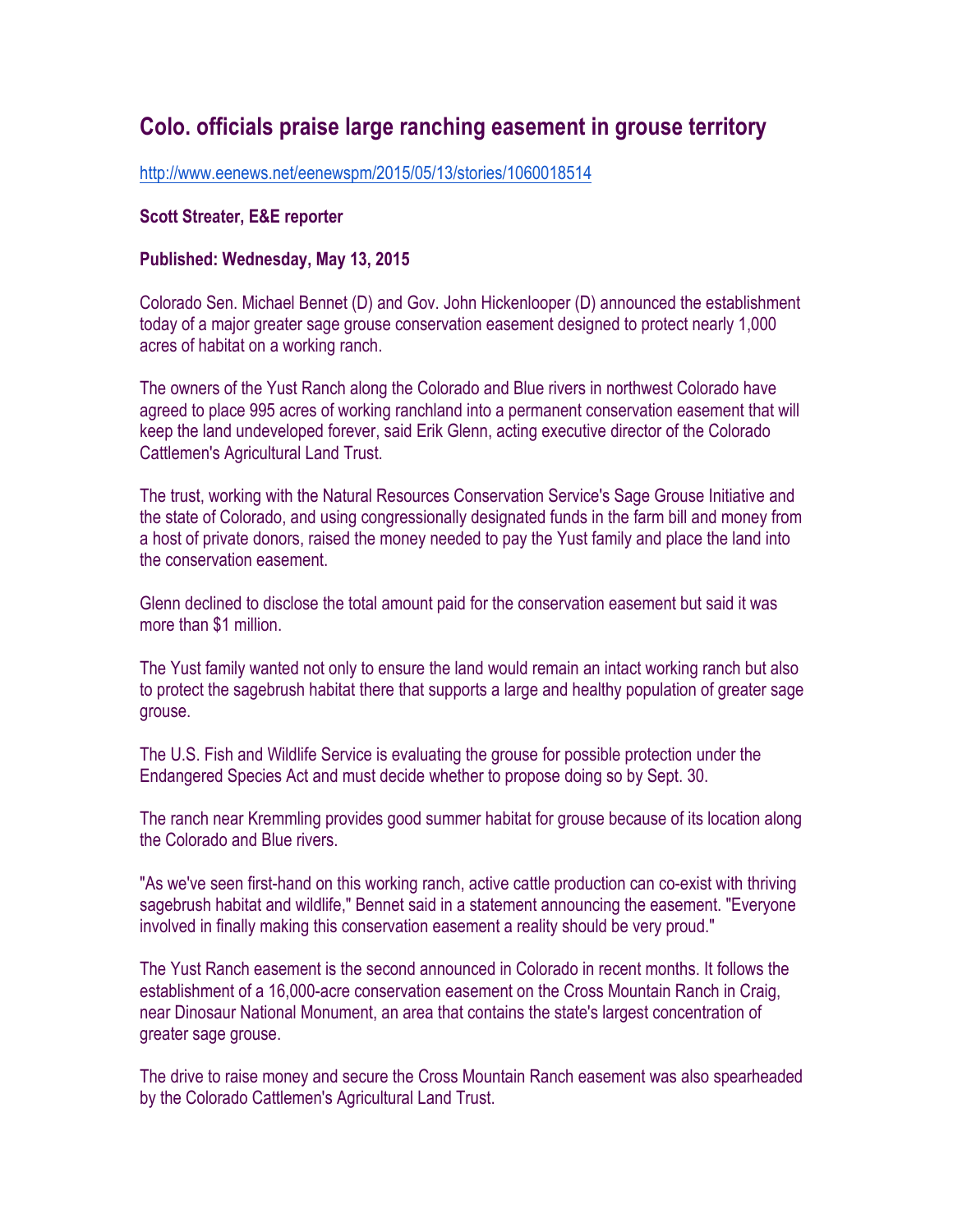# Colo. officials praise large ranching easement in grouse territory

http://www.eenews.net/eenewspm/2015/05/13/stories/1060018514

**Scott Streater, E&E reporter**

**Published: Wednesday, May 13, 2015**

Colorado Sen. Michael Bennet (D) and Gov. John Hickenlooper (D) announced the establishment today of a major greater sage grouse conservation easement designed to protect nearly 1,000 acres of habitat on a working ranch.

The owners of the Yust Ranch along the Colorado and Blue rivers in northwest Colorado have agreed to place 995 acres of working ranchland into a permanent conservation easement that will keep the land undeveloped forever, said Erik Glenn, acting executive director of the Colorado Cattlemen's Agricultural Land Trust.

The trust, working with the Natural Resources Conservation Service's Sage Grouse Initiative and the state of Colorado, and using congressionally designated funds in the farm bill and money from a host of private donors, raised the money needed to pay the Yust family and place the land into the conservation easement.

Glenn declined to disclose the total amount paid for the conservation easement but said it was more than $1 million.

The Yust family wanted not only to ensure the land would remain an intact working ranch but also to protect the sagebrush habitat there that supports a large and healthy population of greater sage grouse.

The U.S. Fish and Wildlife Service is evaluating the grouse for possible protection under the Endangered Species Act and must decide whether to propose doing so by Sept. 30.

The ranch near Kremmling provides good summer habitat for grouse because of its location along the Colorado and Blue rivers.

"As we've seen first-hand on this working ranch, active cattle production can co-exist with thriving sagebrush habitat and wildlife," Bennet said in a statement announcing the easement. "Everyone involved in finally making this conservation easement a reality should be very proud."

The Yust Ranch easement is the second announced in Colorado in recent months. It follows the establishment of a 16,000-acre conservation easement on the Cross Mountain Ranch in Craig, near Dinosaur National Monument, an area that contains the state's largest concentration of greater sage grouse.

The drive to raise money and secure the Cross Mountain Ranch easement was also spearheaded by the Colorado Cattlemen's Agricultural Land Trust.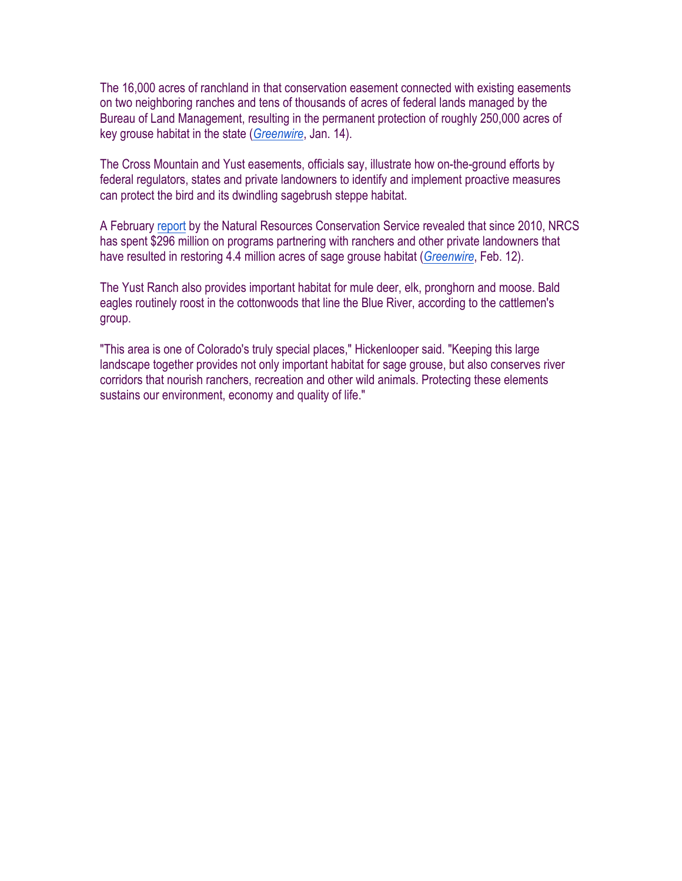The 16,000 acres of ranchland in that conservation easement connected with existing easements on two neighboring ranches and tens of thousands of acres of federal lands managed by the Bureau of Land Management, resulting in the permanent protection of roughly 250,000 acres of key grouse habitat in the state (*Greenwire*, Jan. 14).

The Cross Mountain and Yust easements, officials say, illustrate how on-the-ground efforts by federal regulators, states and private landowners to identify and implement proactive measures can protect the bird and its dwindling sagebrush steppe habitat.

A February report by the Natural Resources Conservation Service revealed that since 2010, NRCS has spent $296 million on programs partnering with ranchers and other private landowners that have resulted in restoring 4.4 million acres of sage grouse habitat (*Greenwire*, Feb. 12).

The Yust Ranch also provides important habitat for mule deer, elk, pronghorn and moose. Bald eagles routinely roost in the cottonwoods that line the Blue River, according to the cattlemen's group.

"This area is one of Colorado's truly special places," Hickenlooper said. "Keeping this large landscape together provides not only important habitat for sage grouse, but also conserves river corridors that nourish ranchers, recreation and other wild animals. Protecting these elements sustains our environment, economy and quality of life."